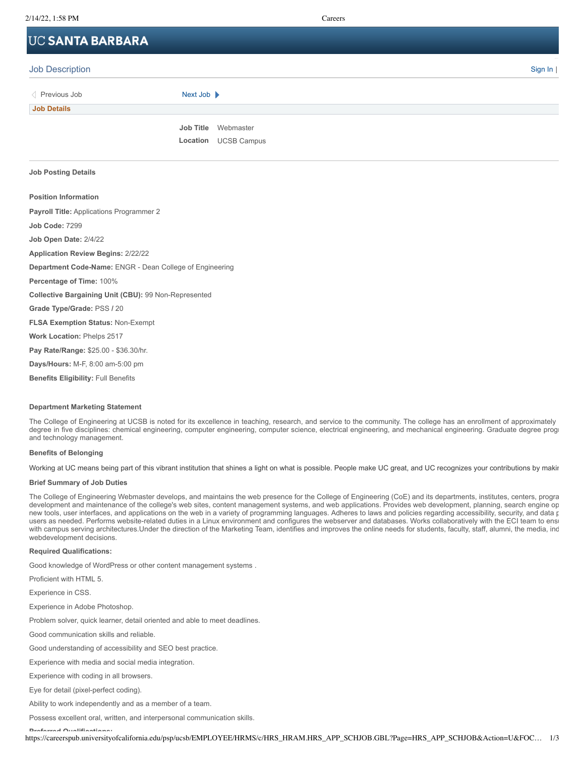# UC SANTA BARBARA

## Job Description

Sign In |

Previous Job | Next Job

**Job Details**

**Job Title** Webmaster

**Location** UCSB Campus

**Job Posting Details**

**Position Information**

**Payroll Title:** Applications Programmer 2

**Job Code:** 7299

**Job Open Date:** 2/4/22

**Application Review Begins:** 2/22/22

**Department Code-Name:** ENGR - Dean College of Engineering

**Percentage of Time:** 100%

**Collective Bargaining Unit (CBU):** 99 Non-Represented

**Grade Type/Grade:** PSS / 20

**FLSA Exemption Status:** Non-Exempt

**Work Location:** Phelps 2517

**Pay Rate/Range:** $25.00 - $36.30/hr.

**Days/Hours:** M-F, 8:00 am-5:00 pm

**Benefits Eligibility:** Full Benefits

**Department Marketing Statement**

The College of Engineering at UCSB is noted for its excellence in teaching, research, and service to the community. The college has an enrollment of approximately degree in five disciplines: chemical engineering, computer engineering, computer science, electrical engineering, and mechanical engineering. Graduate degree progr and technology management.

**Benefits of Belonging**

Working at UC means being part of this vibrant institution that shines a light on what is possible. People make UC great, and UC recognizes your contributions by makir

**Brief Summary of Job Duties**

The College of Engineering Webmaster develops, and maintains the web presence for the College of Engineering (CoE) and its departments, institutes, centers, progra development and maintenance of the college's web sites, content management systems, and web applications. Provides web development, planning, search engine op new tools, user interfaces, and applications on the web in a variety of programming languages. Adheres to laws and policies regarding accessibility, security, and data p users as needed. Performs website-related duties in a Linux environment and configures the webserver and databases. Works collaboratively with the ECI team to ens with campus serving architectures.Under the direction of the Marketing Team, identifies and improves the online needs for students, faculty, staff, alumni, the media, ind webdevelopment decisions.

**Required Qualifications:**

Good knowledge of WordPress or other content management systems .

Proficient with HTML 5.

Experience in CSS.

Experience in Adobe Photoshop.

Problem solver, quick learner, detail oriented and able to meet deadlines.

Good communication skills and reliable.

Good understanding of accessibility and SEO best practice.

Experience with media and social media integration.

Experience with coding in all browsers.

Eye for detail (pixel-perfect coding).

Ability to work independently and as a member of a team.

Possess excellent oral, written, and interpersonal communication skills.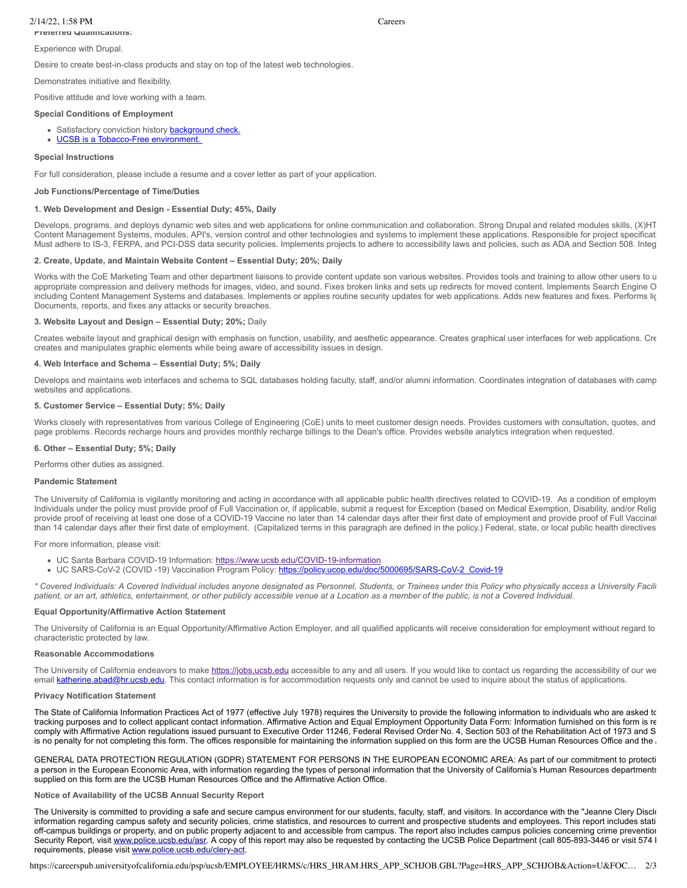**Preferred Qualifications:**

Experience with Drupal.

Desire to create best-in-class products and stay on top of the latest web technologies.

Demonstrates initiative and flexibility.

Positive attitude and love working with a team.

**Special Conditions of Employment**

- Satisfactory conviction history background check.
- UCSB is a Tobacco-Free environment.

**Special Instructions**

For full consideration, please include a resume and a cover letter as part of your application.

**Job Functions/Percentage of Time/Duties**

**1. Web Development and Design - Essential Duty; 45%, Daily**

Develops, programs, and deploys dynamic web sites and web applications for online communication and collaboration. Strong Drupal and related modules skills, (X)HT Content Management Systems, modules, API's, version control and other technologies and systems to implement these applications. Responsible for project specificati Must adhere to IS-3, FERPA, and PCI-DSS data security policies. Implements projects to adhere to accessibility laws and policies, such as ADA and Section 508. Integ

**2. Create, Update, and Maintain Website Content – Essential Duty; 20%; Daily**

Works with the CoE Marketing Team and other department liaisons to provide content update son various websites. Provides tools and training to allow other users to u appropriate compression and delivery methods for images, video, and sound. Fixes broken links and sets up redirects for moved content. Implements Search Engine O including Content Management Systems and databases. Implements or applies routine security updates for web applications. Adds new features and fixes. Performs li Documents, reports, and fixes any attacks or security breaches.

**3. Website Layout and Design – Essential Duty; 20%;** Daily

Creates website layout and graphical design with emphasis on function, usability, and aesthetic appearance. Creates graphical user interfaces for web applications. Cre creates and manipulates graphic elements while being aware of accessibility issues in design.

**4. Web Interface and Schema – Essential Duty; 5%; Daily**

Develops and maintains web interfaces and schema to SQL databases holding faculty, staff, and/or alumni information. Coordinates integration of databases with camp websites and applications.

**5. Customer Service – Essential Duty; 5%; Daily**

Works closely with representatives from various College of Engineering (CoE) units to meet customer design needs. Provides customers with consultation, quotes, and page problems. Records recharge hours and provides monthly recharge billings to the Dean's office. Provides website analytics integration when requested.

**6. Other – Essential Duty; 5%; Daily**

Performs other duties as assigned.

**Pandemic Statement**

The University of California is vigilantly monitoring and acting in accordance with all applicable public health directives related to COVID-19. As a condition of employm Individuals under the policy must provide proof of Full Vaccination or, if applicable, submit a request for Exception (based on Medical Exemption, Disability, and/or Relig provide proof of receiving at least one dose of a COVID-19 Vaccine no later than 14 calendar days after their first date of employment and provide proof of Full Vaccinat than 14 calendar days after their first date of employment. (Capitalized terms in this paragraph are defined in the policy.) Federal, state, or local public health directives

For more information, please visit:

- UC Santa Barbara COVID-19 Information: https://www.ucsb.edu/COVID-19-information
- UC SARS-CoV-2 (COVID -19) Vaccination Program Policy: https://policy.ucop.edu/doc/5000695/SARS-CoV-2_Covid-19

*\* Covered Individuals: A Covered Individual includes anyone designated as Personnel, Students, or Trainees under this Policy who physically access a University Facili patient, or an art, athletics, entertainment, or other publicly accessible venue at a Location as a member of the public, is not a Covered Individual.*

**Equal Opportunity/Affirmative Action Statement**

The University of California is an Equal Opportunity/Affirmative Action Employer, and all qualified applicants will receive consideration for employment without regard to characteristic protected by law.

**Reasonable Accommodations**

The University of California endeavors to make https://jobs.ucsb.edu accessible to any and all users. If you would like to contact us regarding the accessibility of our we email katherine.abad@hr.ucsb.edu. This contact information is for accommodation requests only and cannot be used to inquire about the status of applications.

**Privacy Notification Statement**

The State of California Information Practices Act of 1977 (effective July 1978) requires the University to provide the following information to individuals who are asked to tracking purposes and to collect applicant contact information. Affirmative Action and Equal Employment Opportunity Data Form: Information furnished on this form is re comply with Affirmative Action regulations issued pursuant to Executive Order 11246, Federal Revised Order No. 4, Section 503 of the Rehabilitation Act of 1973 and S is no penalty for not completing this form. The offices responsible for maintaining the information supplied on this form are the UCSB Human Resources Office and the A

GENERAL DATA PROTECTION REGULATION (GDPR) STATEMENT FOR PERSONS IN THE EUROPEAN ECONOMIC AREA: As part of our commitment to protecti a person in the European Economic Area, with information regarding the types of personal information that the University of California's Human Resources departments supplied on this form are the UCSB Human Resources Office and the Affirmative Action Office.

**Notice of Availability of the UCSB Annual Security Report**

The University is committed to providing a safe and secure campus environment for our students, faculty, staff, and visitors. In accordance with the "Jeanne Clery Disclo information regarding campus safety and security policies, crime statistics, and resources to current and prospective students and employees. This report includes stati off-campus buildings or property, and on public property adjacent to and accessible from campus. The report also includes campus policies concerning crime preventio Security Report, visit www.police.ucsb.edu/asr. A copy of this report may also be requested by contacting the UCSB Police Department (call 805-893-3446 or visit 574 I requirements, please visit www.police.ucsb.edu/clery-act.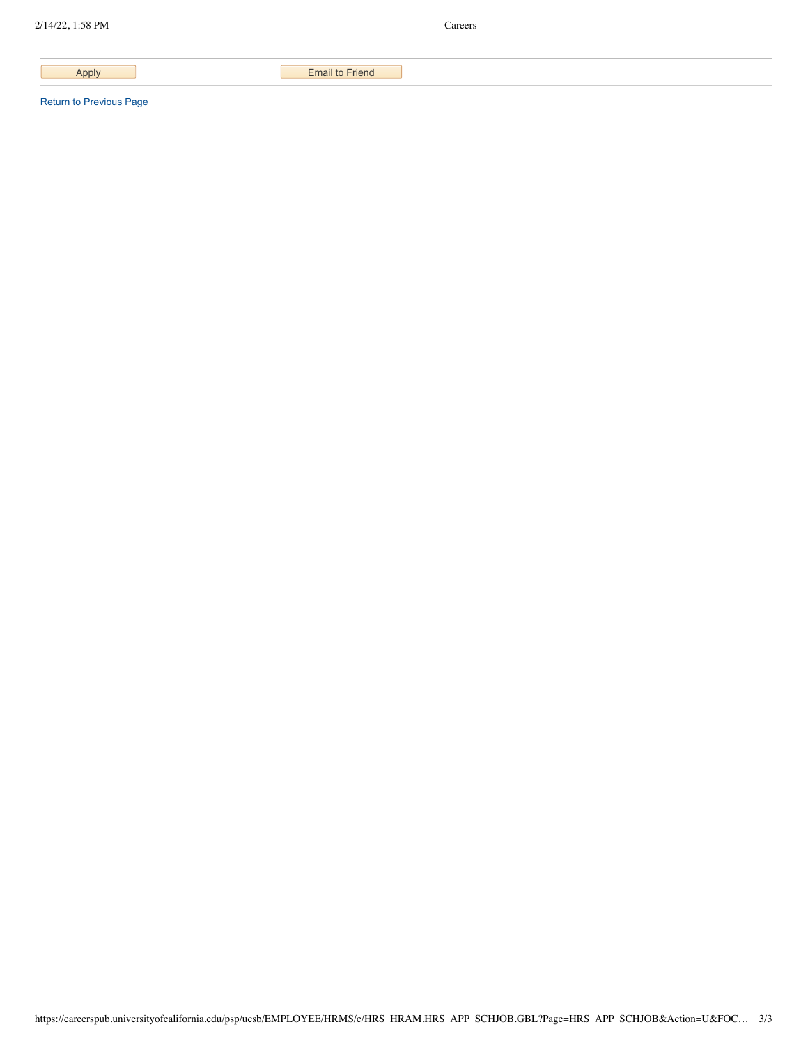Apply Email to Friend

Return to Previous Page